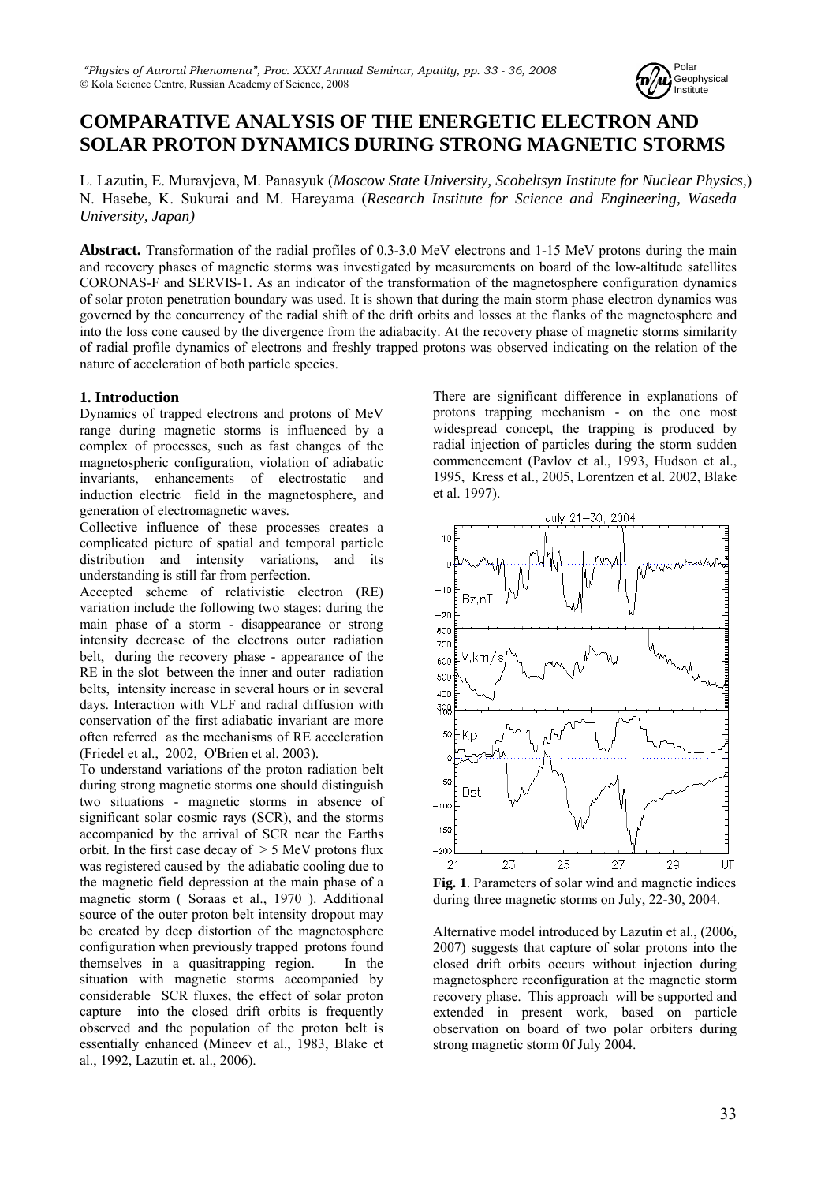# COMPARATIVE ANALYSIS OF THE ENERGETIC ELECTRON AND SOLAR PROTON DYNAMICS DURING STRONG MAGNETIC STORMS

L. Lazutin, E. Muravjeva, M. Panasyuk (*Moscow State University, Scobeltsyn Institute for Nuclear Physics,*) N. Hasebe, K. Sukurai and M. Hareyama (*Research Institute for Science and Engineering, Waseda University, Japan)*

**Abstract.** Transformation of the radial profiles of 0.3-3.0 MeV electrons and 1-15 MeV protons during the main and recovery phases of magnetic storms was investigated by measurements on board of the low-altitude satellites CORONAS-F and SERVIS-1. As an indicator of the transformation of the magnetosphere configuration dynamics of solar proton penetration boundary was used. It is shown that during the main storm phase electron dynamics was governed by the concurrency of the radial shift of the drift orbits and losses at the flanks of the magnetosphere and into the loss cone caused by the divergence from the adiabacity. At the recovery phase of magnetic storms similarity of radial profile dynamics of electrons and freshly trapped protons was observed indicating on the relation of the nature of acceleration of both particle species.

## 1. Introduction

Dynamics of trapped electrons and protons of MeV range during magnetic storms is influenced by a complex of processes, such as fast changes of the magnetospheric configuration, violation of adiabatic invariants, enhancements of electrostatic and induction electric field in the magnetosphere, and generation of electromagnetic waves.

Collective influence of these processes creates a complicated picture of spatial and temporal particle distribution and intensity variations, and its understanding is still far from perfection.

Accepted scheme of relativistic electron (RE) variation include the following two stages: during the main phase of a storm - disappearance or strong intensity decrease of the electrons outer radiation belt, during the recovery phase - appearance of the RE in the slot between the inner and outer radiation belts, intensity increase in several hours or in several days. Interaction with VLF and radial diffusion with conservation of the first adiabatic invariant are more often referred as the mechanisms of RE acceleration (Friedel et al., 2002, O'Brien et al. 2003).

To understand variations of the proton radiation belt during strong magnetic storms one should distinguish two situations - magnetic storms in absence of significant solar cosmic rays (SCR), and the storms accompanied by the arrival of SCR near the Earths orbit. In the first case decay of > 5 MeV protons flux was registered caused by the adiabatic cooling due to the magnetic field depression at the main phase of a magnetic storm ( Soraas et al., 1970 ). Additional source of the outer proton belt intensity dropout may be created by deep distortion of the magnetosphere configuration when previously trapped protons found themselves in a quasitrapping region. In the situation with magnetic storms accompanied by considerable SCR fluxes, the effect of solar proton capture into the closed drift orbits is frequently observed and the population of the proton belt is essentially enhanced (Mineev et al., 1983, Blake et al., 1992, Lazutin et. al., 2006).

There are significant difference in explanations of protons trapping mechanism - on the one most widespread concept, the trapping is produced by radial injection of particles during the storm sudden commencement (Pavlov et al., 1993, Hudson et al., 1995, Kress et al., 2005, Lorentzen et al. 2002, Blake et al. 1997).

**Fig. 1**. Parameters of solar wind and magnetic indices during three magnetic storms on July, 22-30, 2004.

Alternative model introduced by Lazutin et al., (2006, 2007) suggests that capture of solar protons into the closed drift orbits occurs without injection during magnetosphere reconfiguration at the magnetic storm recovery phase. This approach will be supported and extended in present work, based on particle observation on board of two polar orbiters during strong magnetic storm 0f July 2004.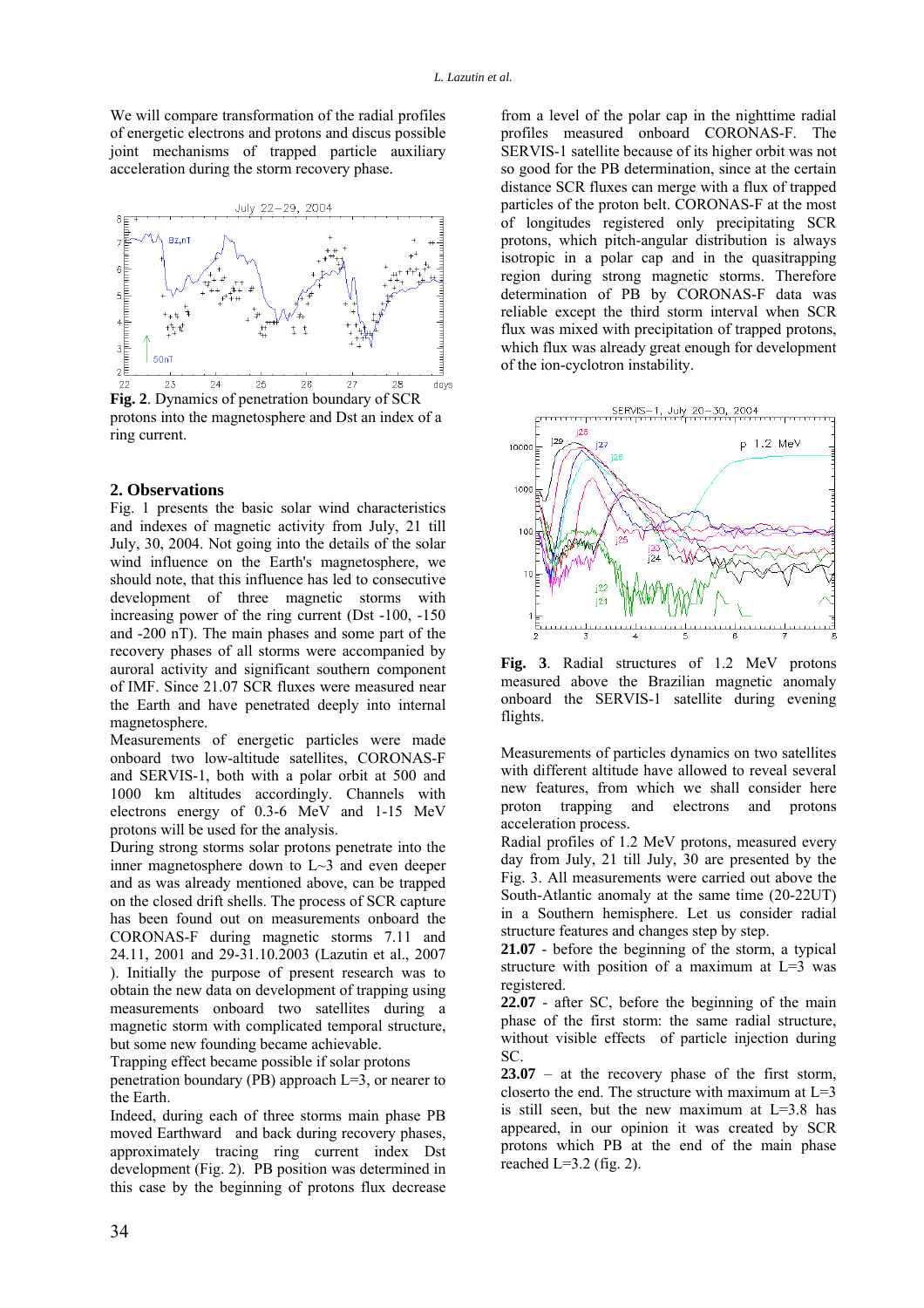We will compare transformation of the radial profiles of energetic electrons and protons and discus possible joint mechanisms of trapped particle auxiliary acceleration during the storm recovery phase.

**Fig. 2**. Dynamics of penetration boundary of SCR protons into the magnetosphere and Dst an index of a ring current.

## 2. Observations

Fig. 1 presents the basic solar wind characteristics and indexes of magnetic activity from July, 21 till July, 30, 2004. Not going into the details of the solar wind influence on the Earth's magnetosphere, we should note, that this influence has led to consecutive development of three magnetic storms with increasing power of the ring current (Dst -100, -150 and -200 nT). The main phases and some part of the recovery phases of all storms were accompanied by auroral activity and significant southern component of IMF. Since 21.07 SCR fluxes were measured near the Earth and have penetrated deeply into internal magnetosphere.

Measurements of energetic particles were made onboard two low-altitude satellites, CORONAS-F and SERVIS-1, both with a polar orbit at 500 and 1000 km altitudes accordingly. Channels with electrons energy of 0.3-6 MeV and 1-15 MeV protons will be used for the analysis.

During strong storms solar protons penetrate into the inner magnetosphere down to L~3 and even deeper and as was already mentioned above, can be trapped on the closed drift shells. The process of SCR capture has been found out on measurements onboard the CORONAS-F during magnetic storms 7.11 and 24.11, 2001 and 29-31.10.2003 (Lazutin et al., 2007 ). Initially the purpose of present research was to obtain the new data on development of trapping using measurements onboard two satellites during a magnetic storm with complicated temporal structure, but some new founding became achievable.

Trapping effect became possible if solar protons penetration boundary (PB) approach L=3, or nearer to the Earth.

Indeed, during each of three storms main phase PB moved Earthward and back during recovery phases, approximately tracing ring current index Dst development (Fig. 2). PB position was determined in this case by the beginning of protons flux decrease from a level of the polar cap in the nighttime radial profiles measured onboard CORONAS-F. The SERVIS-1 satellite because of its higher orbit was not so good for the PB determination, since at the certain distance SCR fluxes can merge with a flux of trapped particles of the proton belt. CORONAS-F at the most of longitudes registered only precipitating SCR protons, which pitch-angular distribution is always isotropic in a polar cap and in the quasitrapping region during strong magnetic storms. Therefore determination of PB by CORONAS-F data was reliable except the third storm interval when SCR flux was mixed with precipitation of trapped protons, which flux was already great enough for development of the ion-cyclotron instability.

**Fig. 3**. Radial structures of 1.2 MeV protons measured above the Brazilian magnetic anomaly onboard the SERVIS-1 satellite during evening flights.

Measurements of particles dynamics on two satellites with different altitude have allowed to reveal several new features, from which we shall consider here proton trapping and electrons and protons acceleration process.

Radial profiles of 1.2 MeV protons, measured every day from July, 21 till July, 30 are presented by the Fig. 3. All measurements were carried out above the South-Atlantic anomaly at the same time (20-22UT) in a Southern hemisphere. Let us consider radial structure features and changes step by step.

**21.07** - before the beginning of the storm, a typical structure with position of a maximum at L=3 was registered.

**22.07** - after SC, before the beginning of the main phase of the first storm: the same radial structure, without visible effects of particle injection during SC.

**23.07** – at the recovery phase of the first storm, closerto the end. The structure with maximum at L=3 is still seen, but the new maximum at L=3.8 has appeared, in our opinion it was created by SCR protons which PB at the end of the main phase reached L=3.2 (fig. 2).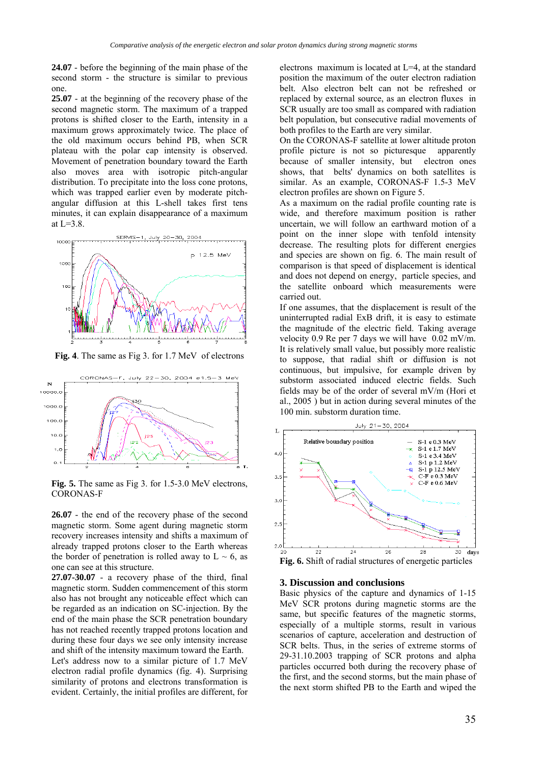**24.07** - before the beginning of the main phase of the second storm - the structure is similar to previous one.

**25.07** - at the beginning of the recovery phase of the second magnetic storm. The maximum of a trapped protons is shifted closer to the Earth, intensity in a maximum grows approximately twice. The place of the old maximum occurs behind PB, when SCR plateau with the polar cap intensity is observed. Movement of penetration boundary toward the Earth also moves area with isotropic pitch-angular distribution. To precipitate into the loss cone protons, which was trapped earlier even by moderate pitch-angular diffusion at this L-shell takes first tens minutes, it can explain disappearance of a maximum at L=3.8.

**Fig. 4**. The same as Fig 3. for 1.7 MeV of electrons

**Fig. 5.** The same as Fig 3. for 1.5-3.0 MeV electrons, CORONAS-F

**26.07** - the end of the recovery phase of the second magnetic storm. Some agent during magnetic storm recovery increases intensity and shifts a maximum of already trapped protons closer to the Earth whereas the border of penetration is rolled away to L ~ 6, as one can see at this structure.

**27.07-30.07** - a recovery phase of the third, final magnetic storm. Sudden commencement of this storm also has not brought any noticeable effect which can be regarded as an indication on SC-injection. By the end of the main phase the SCR penetration boundary has not reached recently trapped protons location and during these four days we see only intensity increase and shift of the intensity maximum toward the Earth.

Let's address now to a similar picture of 1.7 MeV electron radial profile dynamics (fig. 4). Surprising similarity of protons and electrons transformation is evident. Certainly, the initial profiles are different, for electrons maximum is located at L=4, at the standard position the maximum of the outer electron radiation belt. Also electron belt can not be refreshed or replaced by external source, as an electron fluxes in SCR usually are too small as compared with radiation belt population, but consecutive radial movements of both profiles to the Earth are very similar.

On the CORONAS-F satellite at lower altitude proton profile picture is not so picturesque apparently because of smaller intensity, but electron ones shows, that belts' dynamics on both satellites is similar. As an example, CORONAS-F 1.5-3 MeV electron profiles are shown on Figure 5.

As a maximum on the radial profile counting rate is wide, and therefore maximum position is rather uncertain, we will follow an earthward motion of a point on the inner slope with tenfold intensity decrease. The resulting plots for different energies and species are shown on fig. 6. The main result of comparison is that speed of displacement is identical and does not depend on energy, particle species, and the satellite onboard which measurements were carried out.

If one assumes, that the displacement is result of the uninterrupted radial ExB drift, it is easy to estimate the magnitude of the electric field. Taking average velocity 0.9 Re per 7 days we will have 0.02 mV/m. It is relatively small value, but possibly more realistic to suppose, that radial shift or diffusion is not continuous, but impulsive, for example driven by substorm associated induced electric fields. Such fields may be of the order of several mV/m (Hori et al., 2005 ) but in action during several minutes of the 100 min. substorm duration time.

**Fig. 6.** Shift of radial structures of energetic particles

## 3. Discussion and conclusions

Basic physics of the capture and dynamics of 1-15 MeV SCR protons during magnetic storms are the same, but specific features of the magnetic storms, especially of a multiple storms, result in various scenarios of capture, acceleration and destruction of SCR belts. Thus, in the series of extreme storms of 29-31.10.2003 trapping of SCR protons and alpha particles occurred both during the recovery phase of the first, and the second storms, but the main phase of the next storm shifted PB to the Earth and wiped the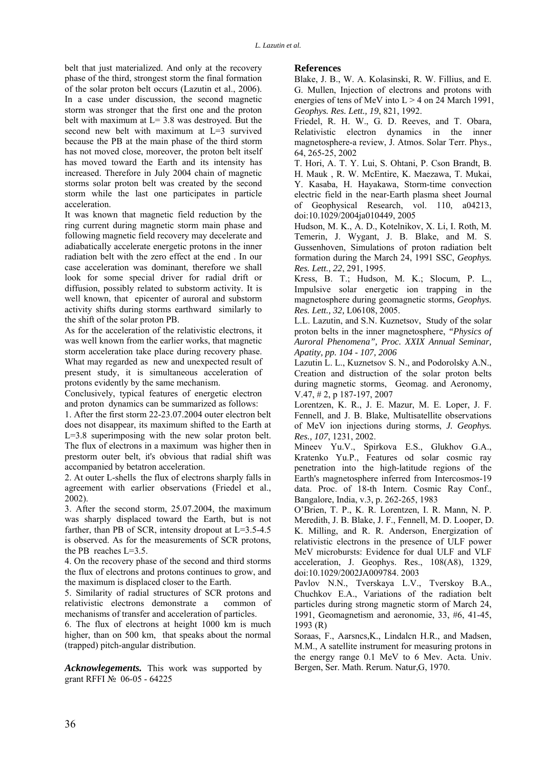belt that just materialized. And only at the recovery phase of the third, strongest storm the final formation of the solar proton belt occurs (Lazutin et al., 2006). In a case under discussion, the second magnetic storm was stronger that the first one and the proton belt with maximum at L= 3.8 was destroyed. But the second new belt with maximum at L=3 survived because the PB at the main phase of the third storm has not moved close, moreover, the proton belt itself has moved toward the Earth and its intensity has increased. Therefore in July 2004 chain of magnetic storms solar proton belt was created by the second storm while the last one participates in particle acceleration.

It was known that magnetic field reduction by the ring current during magnetic storm main phase and following magnetic field recovery may decelerate and adiabatically accelerate energetic protons in the inner radiation belt with the zero effect at the end . In our case acceleration was dominant, therefore we shall look for some special driver for radial drift or diffusion, possibly related to substorm activity. It is well known, that epicenter of auroral and substorm activity shifts during storms earthward similarly to the shift of the solar proton PB.

As for the acceleration of the relativistic electrons, it was well known from the earlier works, that magnetic storm acceleration take place during recovery phase. What may regarded as new and unexpected result of present study, it is simultaneous acceleration of protons evidently by the same mechanism.

Conclusively, typical features of energetic electron and proton dynamics can be summarized as follows:

1. After the first storm 22-23.07.2004 outer electron belt does not disappear, its maximum shifted to the Earth at L=3.8 superimposing with the new solar proton belt. The flux of electrons in a maximum was higher then in prestorm outer belt, it's obvious that radial shift was accompanied by betatron acceleration.
2. At outer L-shells the flux of electrons sharply falls in agreement with earlier observations (Friedel et al., 2002).
3. After the second storm, 25.07.2004, the maximum was sharply displaced toward the Earth, but is not farther, than PB of SCR, intensity dropout at L=3.5-4.5 is observed. As for the measurements of SCR protons, the PB reaches L=3.5.
4. On the recovery phase of the second and third storms the flux of electrons and protons continues to grow, and the maximum is displaced closer to the Earth.
5. Similarity of radial structures of SCR protons and relativistic electrons demonstrate a common of mechanisms of transfer and acceleration of particles.
6. The flux of electrons at height 1000 km is much higher, than on 500 km, that speaks about the normal (trapped) pitch-angular distribution.

***Acknowlegements.*** This work was supported by grant RFFI № 06-05 - 64225

## References

Blake, J. B., W. A. Kolasinski, R. W. Fillius, and E. G. Mullen, Injection of electrons and protons with energies of tens of MeV into L > 4 on 24 March 1991, *Geophys. Res. Lett., 19*, 821, 1992.

Friedel, R. H. W., G. D. Reeves, and T. Obara, Relativistic electron dynamics in the inner magnetosphere-a review, J. Atmos. Solar Terr. Phys., 64, 265-25, 2002

T. Hori, A. T. Y. Lui, S. Ohtani, P. Cson Brandt, B. H. Mauk , R. W. McEntire, K. Maezawa, T. Mukai, Y. Kasaba, H. Hayakawa, Storm-time convection electric field in the near-Earth plasma sheet Journal of Geophysical Research, vol. 110, a04213, doi:10.1029/2004ja010449, 2005

Hudson, M. K., A. D., Kotelnikov, X. Li, I. Roth, M. Temerin, J. Wygant, J. B. Blake, and M. S. Gussenhoven, Simulations of proton radiation belt formation during the March 24, 1991 SSC, *Geophys. Res. Lett., 22*, 291, 1995.

Kress, B. T.; Hudson, M. K.; Slocum, P. L., Impulsive solar energetic ion trapping in the magnetosphere during geomagnetic storms, *Geophys. Res. Lett., 32,* L06108, 2005.

L.L. Lazutin, and S.N. Kuznetsov, Study of the solar proton belts in the inner magnetosphere, *"Physics of Auroral Phenomena", Proc. XXIX Annual Seminar, Apatity, pp. 104 - 107, 2006*

Lazutin L. L., Kuznetsov S. N., and Podorolsky A.N., Creation and distruction of the solar proton belts during magnetic storms, Geomag. and Aeronomy, V.47, # 2, p 187-197, 2007

Lorentzen, K. R., J. E. Mazur, M. E. Loper, J. F. Fennell, and J. B. Blake, Multisatellite observations of MeV ion injections during storms, *J. Geophys. Res., 107*, 1231, 2002.

Mineev Yu.V., Spirkova E.S., Glukhov G.A., Kratenko Yu.P., Features od solar cosmic ray penetration into the high-latitude regions of the Earth's magnetosphere inferred from Intercosmos-19 data. Proc. of 18-th Intern. Cosmic Ray Conf., Bangalore, India, v.3, p. 262-265, 1983

O'Brien, T. P., K. R. Lorentzen, I. R. Mann, N. P. Meredith, J. B. Blake, J. F., Fennell, M. D. Looper, D. K. Milling, and R. R. Anderson, Energization of relativistic electrons in the presence of ULF power MeV microbursts: Evidence for dual ULF and VLF acceleration, J. Geophys. Res., 108(A8), 1329, doi:10.1029/2002JA009784. 2003

Pavlov N.N., Tverskaya L.V., Tverskoy B.A., Chuchkov E.A., Variations of the radiation belt particles during strong magnetic storm of March 24, 1991, Geomagnetism and aeronomie, 33, #6, 41-45, 1993 (R)

Soraas, F., Aarsncs,K., Lindalcn H.R., and Madsen, M.M., A satellite instrument for measuring protons in the energy range 0.1 MeV to 6 Mev. Acta. Univ. Bergen, Ser. Math. Rerum. Natur,G, 1970.